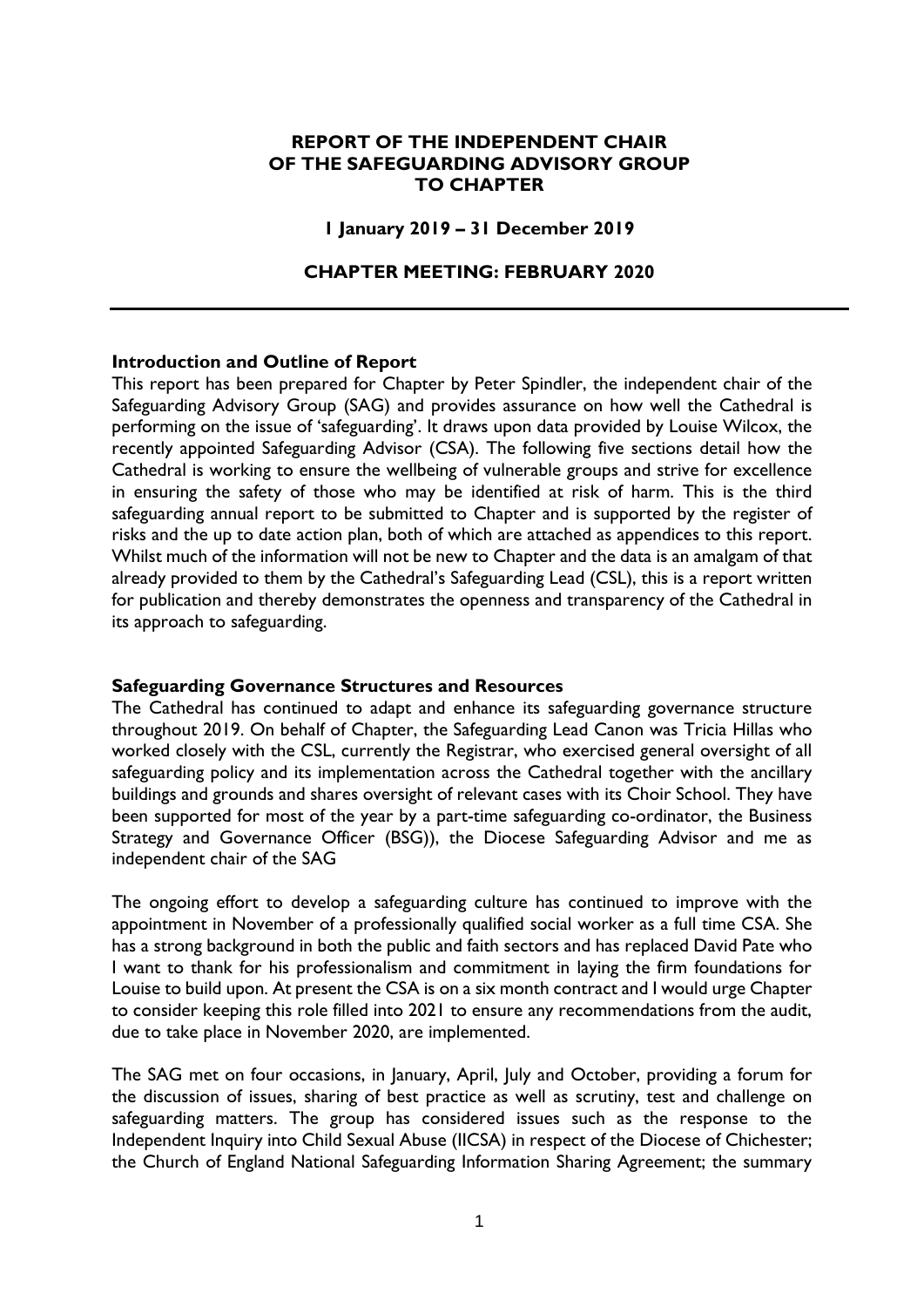# REPORT OF THE INDEPENDENT CHAIR OF THE SAFEGUARDING ADVISORY GROUP TO CHAPTER

**1 January 2019 – 31 December 2019**

**CHAPTER MEETING: FEBRUARY 2020**

---

## Introduction and Outline of Report

This report has been prepared for Chapter by Peter Spindler, the independent chair of the Safeguarding Advisory Group (SAG) and provides assurance on how well the Cathedral is performing on the issue of 'safeguarding'. It draws upon data provided by Louise Wilcox, the recently appointed Safeguarding Advisor (CSA). The following five sections detail how the Cathedral is working to ensure the wellbeing of vulnerable groups and strive for excellence in ensuring the safety of those who may be identified at risk of harm. This is the third safeguarding annual report to be submitted to Chapter and is supported by the register of risks and the up to date action plan, both of which are attached as appendices to this report. Whilst much of the information will not be new to Chapter and the data is an amalgam of that already provided to them by the Cathedral's Safeguarding Lead (CSL), this is a report written for publication and thereby demonstrates the openness and transparency of the Cathedral in its approach to safeguarding.

## Safeguarding Governance Structures and Resources

The Cathedral has continued to adapt and enhance its safeguarding governance structure throughout 2019. On behalf of Chapter, the Safeguarding Lead Canon was Tricia Hillas who worked closely with the CSL, currently the Registrar, who exercised general oversight of all safeguarding policy and its implementation across the Cathedral together with the ancillary buildings and grounds and shares oversight of relevant cases with its Choir School. They have been supported for most of the year by a part-time safeguarding co-ordinator, the Business Strategy and Governance Officer (BSG)), the Diocese Safeguarding Advisor and me as independent chair of the SAG

The ongoing effort to develop a safeguarding culture has continued to improve with the appointment in November of a professionally qualified social worker as a full time CSA. She has a strong background in both the public and faith sectors and has replaced David Pate who I want to thank for his professionalism and commitment in laying the firm foundations for Louise to build upon. At present the CSA is on a six month contract and I would urge Chapter to consider keeping this role filled into 2021 to ensure any recommendations from the audit, due to take place in November 2020, are implemented.

The SAG met on four occasions, in January, April, July and October, providing a forum for the discussion of issues, sharing of best practice as well as scrutiny, test and challenge on safeguarding matters. The group has considered issues such as the response to the Independent Inquiry into Child Sexual Abuse (IICSA) in respect of the Diocese of Chichester; the Church of England National Safeguarding Information Sharing Agreement; the summary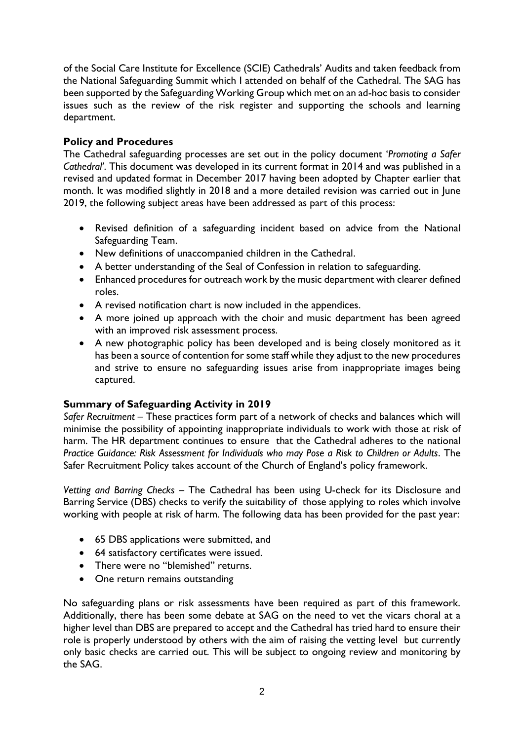of the Social Care Institute for Excellence (SCIE) Cathedrals' Audits and taken feedback from the National Safeguarding Summit which I attended on behalf of the Cathedral. The SAG has been supported by the Safeguarding Working Group which met on an ad-hoc basis to consider issues such as the review of the risk register and supporting the schools and learning department.

**Policy and Procedures**

The Cathedral safeguarding processes are set out in the policy document '*Promoting a Safer Cathedral*'. This document was developed in its current format in 2014 and was published in a revised and updated format in December 2017 having been adopted by Chapter earlier that month. It was modified slightly in 2018 and a more detailed revision was carried out in June 2019, the following subject areas have been addressed as part of this process:

- Revised definition of a safeguarding incident based on advice from the National Safeguarding Team.
- New definitions of unaccompanied children in the Cathedral.
- A better understanding of the Seal of Confession in relation to safeguarding.
- Enhanced procedures for outreach work by the music department with clearer defined roles.
- A revised notification chart is now included in the appendices.
- A more joined up approach with the choir and music department has been agreed with an improved risk assessment process.
- A new photographic policy has been developed and is being closely monitored as it has been a source of contention for some staff while they adjust to the new procedures and strive to ensure no safeguarding issues arise from inappropriate images being captured.

**Summary of Safeguarding Activity in 2019**

*Safer Recruitment* – These practices form part of a network of checks and balances which will minimise the possibility of appointing inappropriate individuals to work with those at risk of harm. The HR department continues to ensure that the Cathedral adheres to the national *Practice Guidance: Risk Assessment for Individuals who may Pose a Risk to Children or Adults*. The Safer Recruitment Policy takes account of the Church of England's policy framework.

*Vetting and Barring Checks* – The Cathedral has been using U-check for its Disclosure and Barring Service (DBS) checks to verify the suitability of those applying to roles which involve working with people at risk of harm. The following data has been provided for the past year:

- 65 DBS applications were submitted, and
- 64 satisfactory certificates were issued.
- There were no "blemished" returns.
- One return remains outstanding

No safeguarding plans or risk assessments have been required as part of this framework. Additionally, there has been some debate at SAG on the need to vet the vicars choral at a higher level than DBS are prepared to accept and the Cathedral has tried hard to ensure their role is properly understood by others with the aim of raising the vetting level but currently only basic checks are carried out. This will be subject to ongoing review and monitoring by the SAG.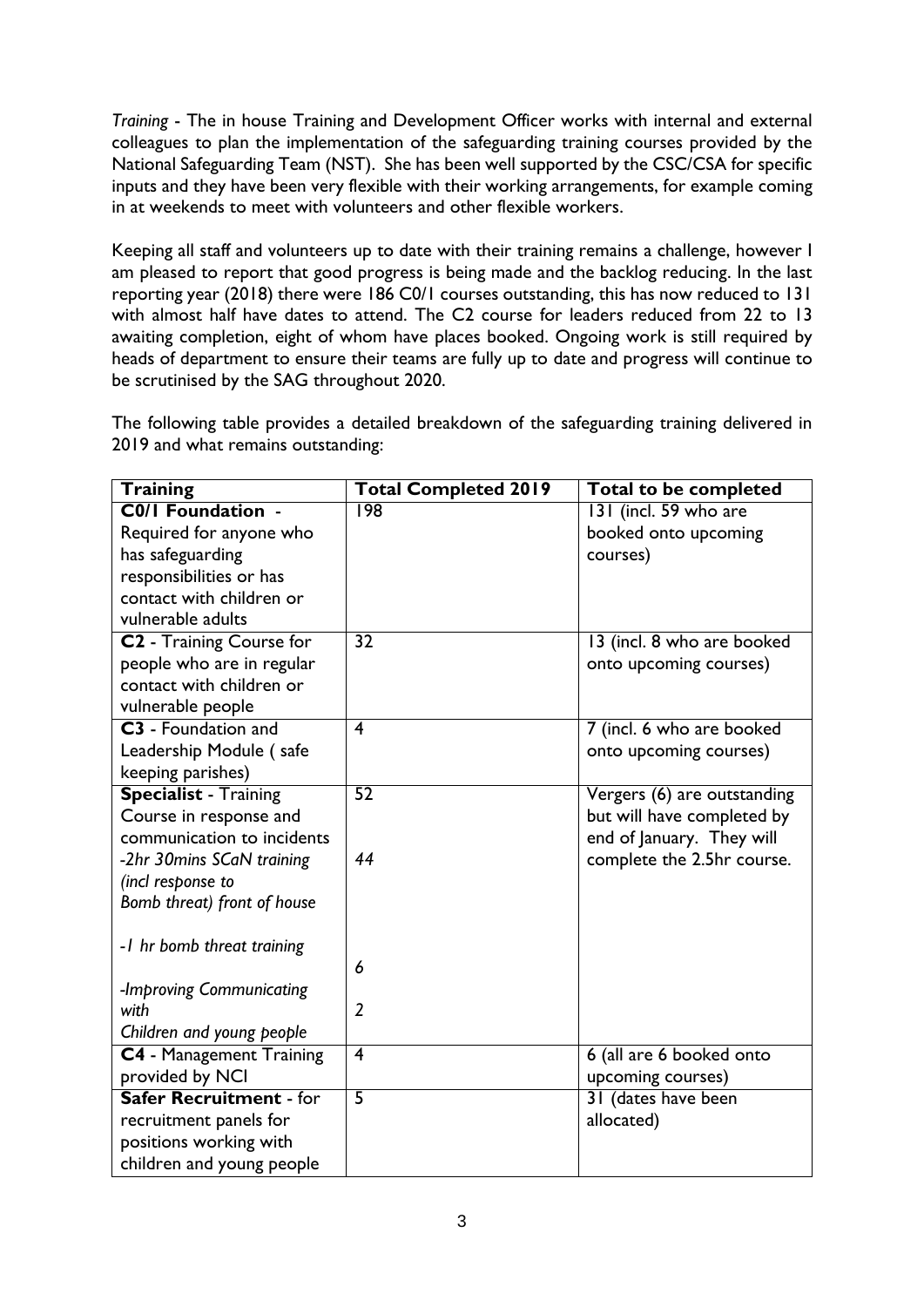*Training* - The in house Training and Development Officer works with internal and external colleagues to plan the implementation of the safeguarding training courses provided by the National Safeguarding Team (NST). She has been well supported by the CSC/CSA for specific inputs and they have been very flexible with their working arrangements, for example coming in at weekends to meet with volunteers and other flexible workers.

Keeping all staff and volunteers up to date with their training remains a challenge, however I am pleased to report that good progress is being made and the backlog reducing. In the last reporting year (2018) there were 186 C0/1 courses outstanding, this has now reduced to 131 with almost half have dates to attend. The C2 course for leaders reduced from 22 to 13 awaiting completion, eight of whom have places booked. Ongoing work is still required by heads of department to ensure their teams are fully up to date and progress will continue to be scrutinised by the SAG throughout 2020.

The following table provides a detailed breakdown of the safeguarding training delivered in 2019 and what remains outstanding:

| **Training** | **Total Completed 2019** | **Total to be completed** |
|---|---|---|
| **C0/1 Foundation** - Required for anyone who has safeguarding responsibilities or has contact with children or vulnerable adults | 198 | 131 (incl. 59 who are booked onto upcoming courses) |
| **C2** - Training Course for people who are in regular contact with children or vulnerable people | 32 | 13 (incl. 8 who are booked onto upcoming courses) |
| **C3** - Foundation and Leadership Module ( safe keeping parishes) | 4 | 7 (incl. 6 who are booked onto upcoming courses) |
| **Specialist** - Training Course in response and communication to incidents | 52 | Vergers (6) are outstanding but will have completed by end of January. They will complete the 2.5hr course. |
| *-2hr 30mins SCaN training (incl response to Bomb threat) front of house* | *44* | |
| *-1 hr bomb threat training* | *6* | |
| *-Improving Communicating with Children and young people* | *2* | |
| **C4** - Management Training provided by NCI | 4 | 6 (all are 6 booked onto upcoming courses) |
| **Safer Recruitment** - for recruitment panels for positions working with children and young people | 5 | 31 (dates have been allocated) |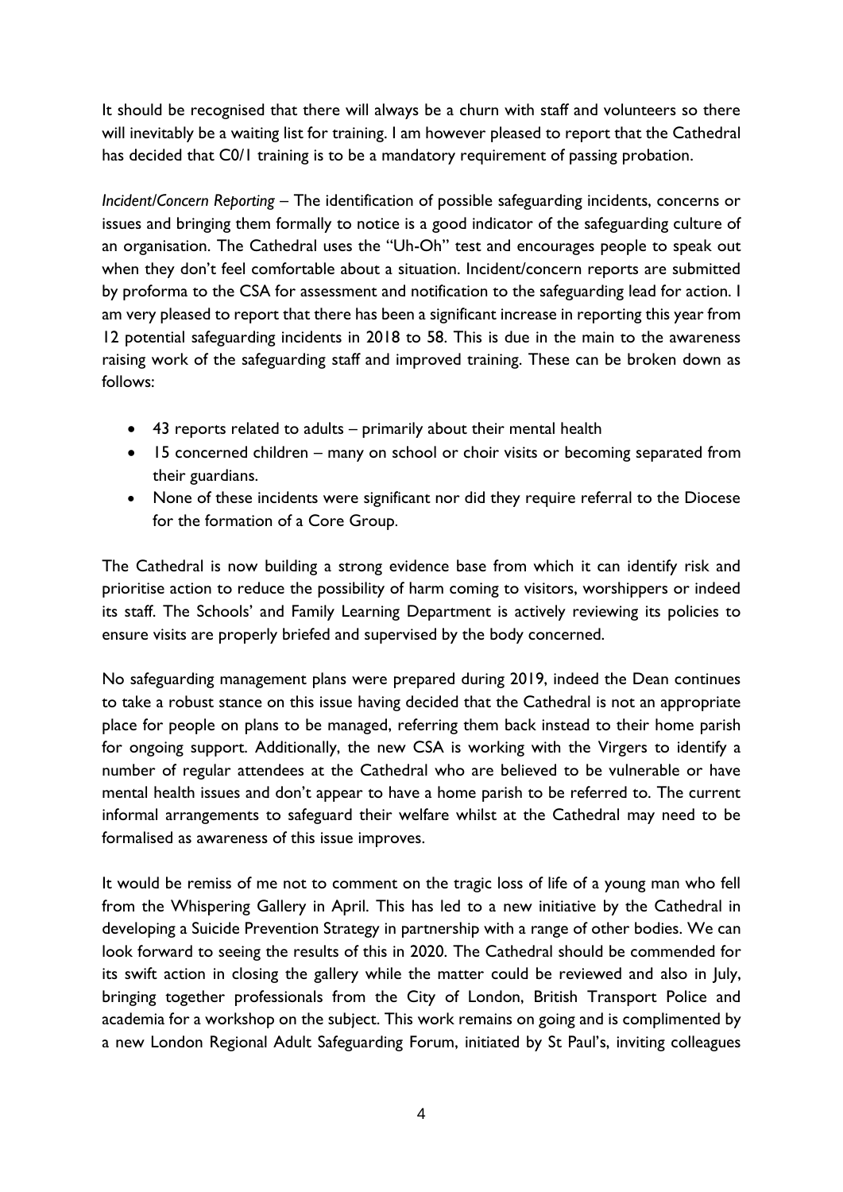It should be recognised that there will always be a churn with staff and volunteers so there will inevitably be a waiting list for training. I am however pleased to report that the Cathedral has decided that C0/1 training is to be a mandatory requirement of passing probation.

*Incident/Concern Reporting* – The identification of possible safeguarding incidents, concerns or issues and bringing them formally to notice is a good indicator of the safeguarding culture of an organisation. The Cathedral uses the "Uh-Oh" test and encourages people to speak out when they don't feel comfortable about a situation. Incident/concern reports are submitted by proforma to the CSA for assessment and notification to the safeguarding lead for action. I am very pleased to report that there has been a significant increase in reporting this year from 12 potential safeguarding incidents in 2018 to 58. This is due in the main to the awareness raising work of the safeguarding staff and improved training. These can be broken down as follows:

- 43 reports related to adults – primarily about their mental health
- 15 concerned children – many on school or choir visits or becoming separated from their guardians.
- None of these incidents were significant nor did they require referral to the Diocese for the formation of a Core Group.

The Cathedral is now building a strong evidence base from which it can identify risk and prioritise action to reduce the possibility of harm coming to visitors, worshippers or indeed its staff. The Schools' and Family Learning Department is actively reviewing its policies to ensure visits are properly briefed and supervised by the body concerned.

No safeguarding management plans were prepared during 2019, indeed the Dean continues to take a robust stance on this issue having decided that the Cathedral is not an appropriate place for people on plans to be managed, referring them back instead to their home parish for ongoing support. Additionally, the new CSA is working with the Virgers to identify a number of regular attendees at the Cathedral who are believed to be vulnerable or have mental health issues and don't appear to have a home parish to be referred to. The current informal arrangements to safeguard their welfare whilst at the Cathedral may need to be formalised as awareness of this issue improves.

It would be remiss of me not to comment on the tragic loss of life of a young man who fell from the Whispering Gallery in April. This has led to a new initiative by the Cathedral in developing a Suicide Prevention Strategy in partnership with a range of other bodies. We can look forward to seeing the results of this in 2020. The Cathedral should be commended for its swift action in closing the gallery while the matter could be reviewed and also in July, bringing together professionals from the City of London, British Transport Police and academia for a workshop on the subject. This work remains on going and is complimented by a new London Regional Adult Safeguarding Forum, initiated by St Paul's, inviting colleagues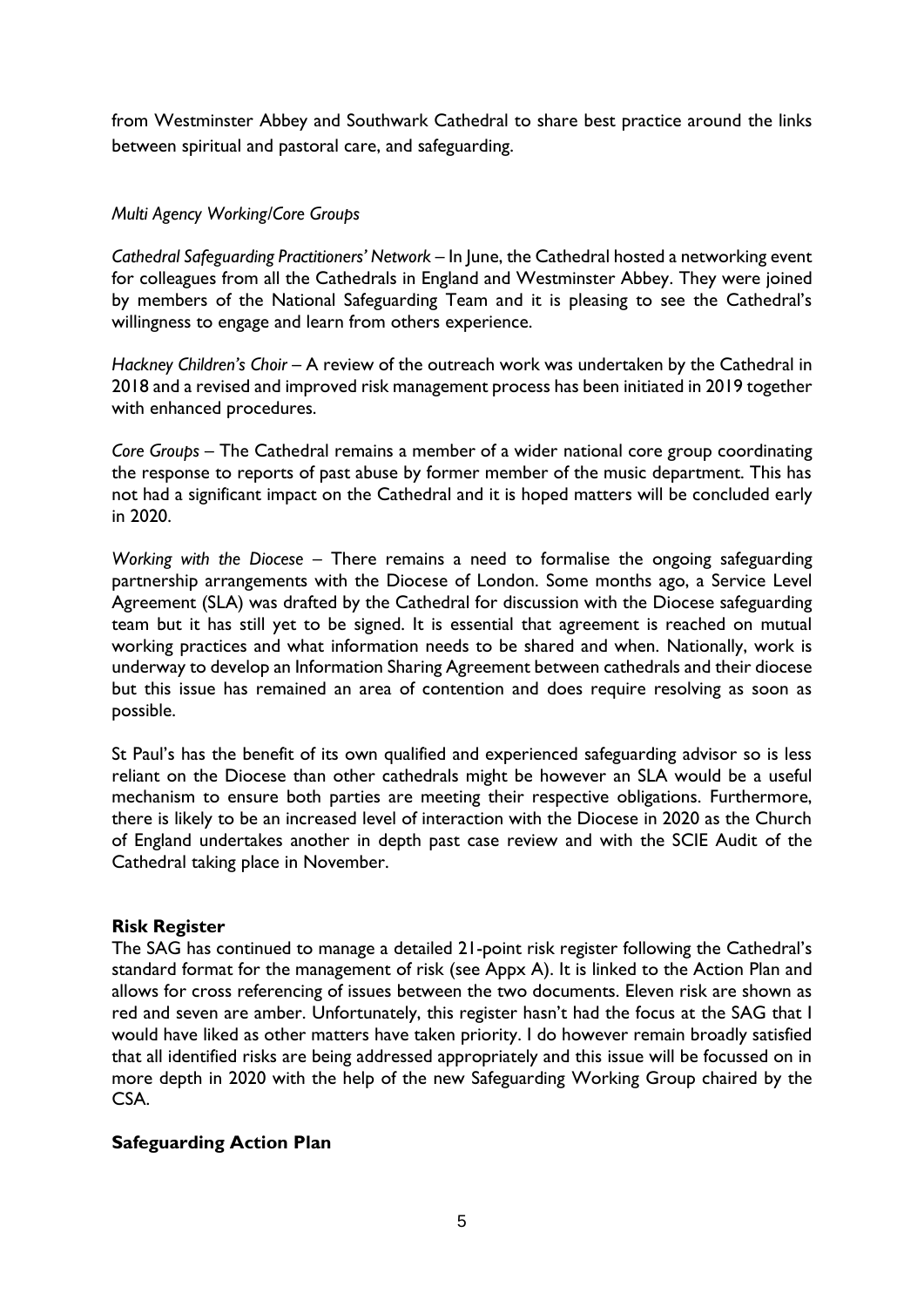from Westminster Abbey and Southwark Cathedral to share best practice around the links between spiritual and pastoral care, and safeguarding.

*Multi Agency Working/Core Groups*

*Cathedral Safeguarding Practitioners' Network* – In June, the Cathedral hosted a networking event for colleagues from all the Cathedrals in England and Westminster Abbey. They were joined by members of the National Safeguarding Team and it is pleasing to see the Cathedral's willingness to engage and learn from others experience.

*Hackney Children's Choir* – A review of the outreach work was undertaken by the Cathedral in 2018 and a revised and improved risk management process has been initiated in 2019 together with enhanced procedures.

*Core Groups* – The Cathedral remains a member of a wider national core group coordinating the response to reports of past abuse by former member of the music department. This has not had a significant impact on the Cathedral and it is hoped matters will be concluded early in 2020.

*Working with the Diocese* – There remains a need to formalise the ongoing safeguarding partnership arrangements with the Diocese of London. Some months ago, a Service Level Agreement (SLA) was drafted by the Cathedral for discussion with the Diocese safeguarding team but it has still yet to be signed. It is essential that agreement is reached on mutual working practices and what information needs to be shared and when. Nationally, work is underway to develop an Information Sharing Agreement between cathedrals and their diocese but this issue has remained an area of contention and does require resolving as soon as possible.

St Paul's has the benefit of its own qualified and experienced safeguarding advisor so is less reliant on the Diocese than other cathedrals might be however an SLA would be a useful mechanism to ensure both parties are meeting their respective obligations. Furthermore, there is likely to be an increased level of interaction with the Diocese in 2020 as the Church of England undertakes another in depth past case review and with the SCIE Audit of the Cathedral taking place in November.

**Risk Register**

The SAG has continued to manage a detailed 21-point risk register following the Cathedral's standard format for the management of risk (see Appx A). It is linked to the Action Plan and allows for cross referencing of issues between the two documents. Eleven risk are shown as red and seven are amber. Unfortunately, this register hasn't had the focus at the SAG that I would have liked as other matters have taken priority. I do however remain broadly satisfied that all identified risks are being addressed appropriately and this issue will be focussed on in more depth in 2020 with the help of the new Safeguarding Working Group chaired by the CSA.

**Safeguarding Action Plan**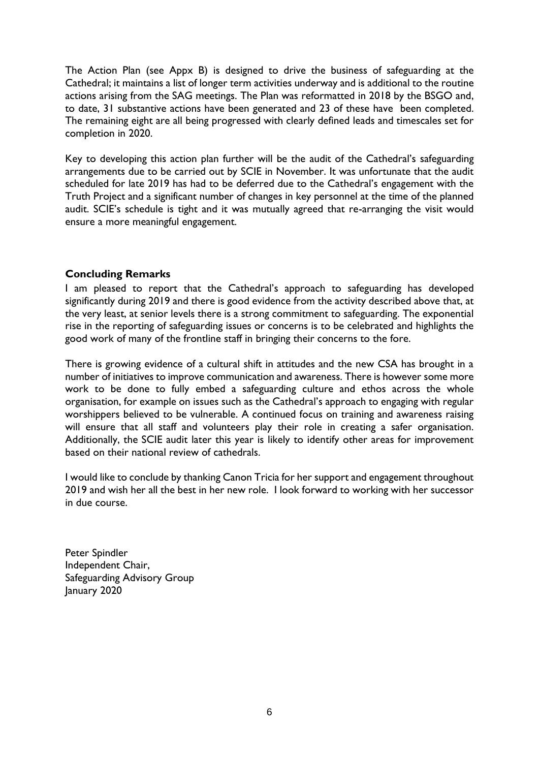The Action Plan (see Appx B) is designed to drive the business of safeguarding at the Cathedral; it maintains a list of longer term activities underway and is additional to the routine actions arising from the SAG meetings. The Plan was reformatted in 2018 by the BSGO and, to date, 31 substantive actions have been generated and 23 of these have been completed. The remaining eight are all being progressed with clearly defined leads and timescales set for completion in 2020.

Key to developing this action plan further will be the audit of the Cathedral's safeguarding arrangements due to be carried out by SCIE in November. It was unfortunate that the audit scheduled for late 2019 has had to be deferred due to the Cathedral's engagement with the Truth Project and a significant number of changes in key personnel at the time of the planned audit. SCIE's schedule is tight and it was mutually agreed that re-arranging the visit would ensure a more meaningful engagement.

**Concluding Remarks**

I am pleased to report that the Cathedral's approach to safeguarding has developed significantly during 2019 and there is good evidence from the activity described above that, at the very least, at senior levels there is a strong commitment to safeguarding. The exponential rise in the reporting of safeguarding issues or concerns is to be celebrated and highlights the good work of many of the frontline staff in bringing their concerns to the fore.

There is growing evidence of a cultural shift in attitudes and the new CSA has brought in a number of initiatives to improve communication and awareness. There is however some more work to be done to fully embed a safeguarding culture and ethos across the whole organisation, for example on issues such as the Cathedral's approach to engaging with regular worshippers believed to be vulnerable. A continued focus on training and awareness raising will ensure that all staff and volunteers play their role in creating a safer organisation. Additionally, the SCIE audit later this year is likely to identify other areas for improvement based on their national review of cathedrals.

I would like to conclude by thanking Canon Tricia for her support and engagement throughout 2019 and wish her all the best in her new role. I look forward to working with her successor in due course.

Peter Spindler
Independent Chair,
Safeguarding Advisory Group
January 2020